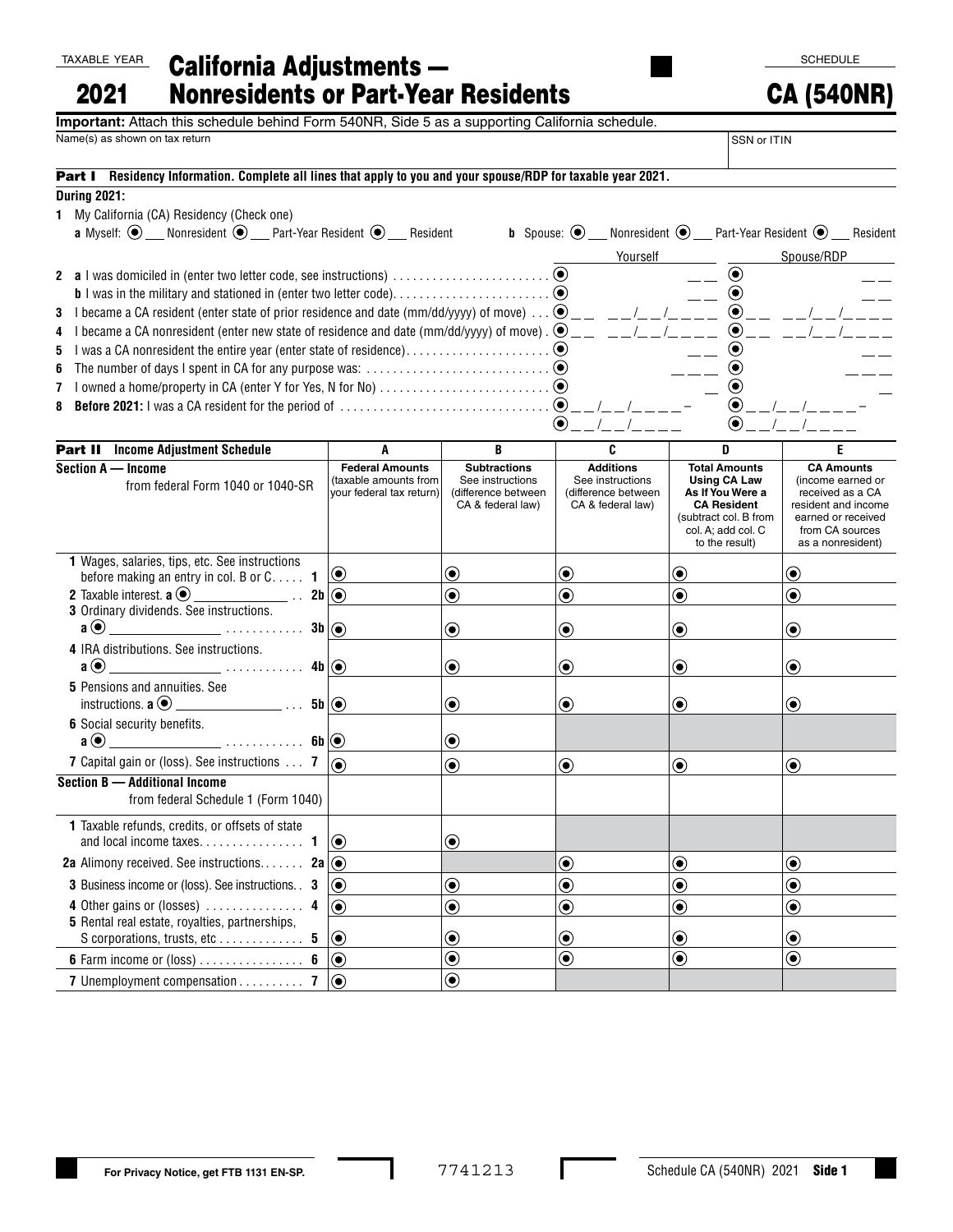TAXABLE YEAR

2021

# California Adjustments — Nonresidents or Part-Year Residents

SCHEDULE

# CA (540NR)

**Important:** Attach this schedule behind Form 540NR, Side 5 as a supporting California schedule.

Name(s) as shown on tax return | SSN or ITIN

## Part I Residency Information. Complete all lines that apply to you and your spouse/RDP for taxable year 2021.

**During 2021:**

1 My California (CA) Residency (Check one)

**a** Myself: ___ Nonresident ___ Part-Year Resident ___ Resident

**b** Spouse: ___ Nonresident ___ Part-Year Resident ___ Resident

| | Yourself | Spouse/RDP |
|---|---|---|
| 2 **a** I was domiciled in (enter two letter code, see instructions) | __ __ | __ __ |
| **b** I was in the military and stationed in (enter two letter code) | __ __ | __ __ |
| 3 I became a CA resident (enter state of prior residence and date (mm/dd/yyyy) of move) | __ __ __ __/__ __/__ __ __ __ | __ __ __ __/__ __/__ __ __ __ |
| 4 I became a CA nonresident (enter new state of residence and date (mm/dd/yyyy) of move) | __ __ __ __/__ __/__ __ __ __ | __ __ __ __/__ __/__ __ __ __ |
| 5 I was a CA nonresident the entire year (enter state of residence) | __ __ | __ __ |
| 6 The number of days I spent in CA for any purpose was: | __ __ __ | __ __ __ |
| 7 I owned a home/property in CA (enter Y for Yes, N for No) | __ | __ |
| 8 **Before 2021:** I was a CA resident for the period of | __ __/__ __/__ __ __ __ – __ __/__ __/__ __ __ __ | __ __/__ __/__ __ __ __ – __ __/__ __/__ __ __ __ |

## Part II Income Adjustment Schedule

| Section A — Income from federal Form 1040 or 1040-SR | A Federal Amounts (taxable amounts from your federal tax return) | B Subtractions See instructions (difference between CA & federal law) | C Additions See instructions (difference between CA & federal law) | D Total Amounts Using CA Law As If You Were a CA Resident (subtract col. B from col. A; add col. C to the result) | E CA Amounts (income earned or received as a CA resident and income earned or received from CA sources as a nonresident) |
|---|---|---|---|---|---|
| 1 Wages, salaries, tips, etc. See instructions before making an entry in col. B or C . . . . . 1 | | | | | |
| 2 Taxable interest. **a** ______________ . . 2b | | | | | |
| 3 Ordinary dividends. See instructions. **a** ______________ . . . . . . . . . . . 3b | | | | | |
| 4 IRA distributions. See instructions. **a** ______________ . . . . . . . . . . . 4b | | | | | |
| 5 Pensions and annuities. See instructions. **a** ______________ . . . 5b | | | | | |
| 6 Social security benefits. **a** ______________ . . . . . . . . . . . 6b | | | | | |
| 7 Capital gain or (loss). See instructions . . . 7 | | | | | |
| **Section B — Additional Income** from federal Schedule 1 (Form 1040) | | | | | |
| 1 Taxable refunds, credits, or offsets of state and local income taxes. . . . . . . . . . . . . . . . 1 | | | | | |
| 2a Alimony received. See instructions. . . . . . . 2a | | | | | |
| 3 Business income or (loss). See instructions. . 3 | | | | | |
| 4 Other gains or (losses) . . . . . . . . . . . . . . . 4 | | | | | |
| 5 Rental real estate, royalties, partnerships, S corporations, trusts, etc . . . . . . . . . . . . . 5 | | | | | |
| 6 Farm income or (loss) . . . . . . . . . . . . . . . . 6 | | | | | |
| 7 Unemployment compensation . . . . . . . . . . 7 | | | | | |

For Privacy Notice, get FTB 1131 EN-SP.

7741213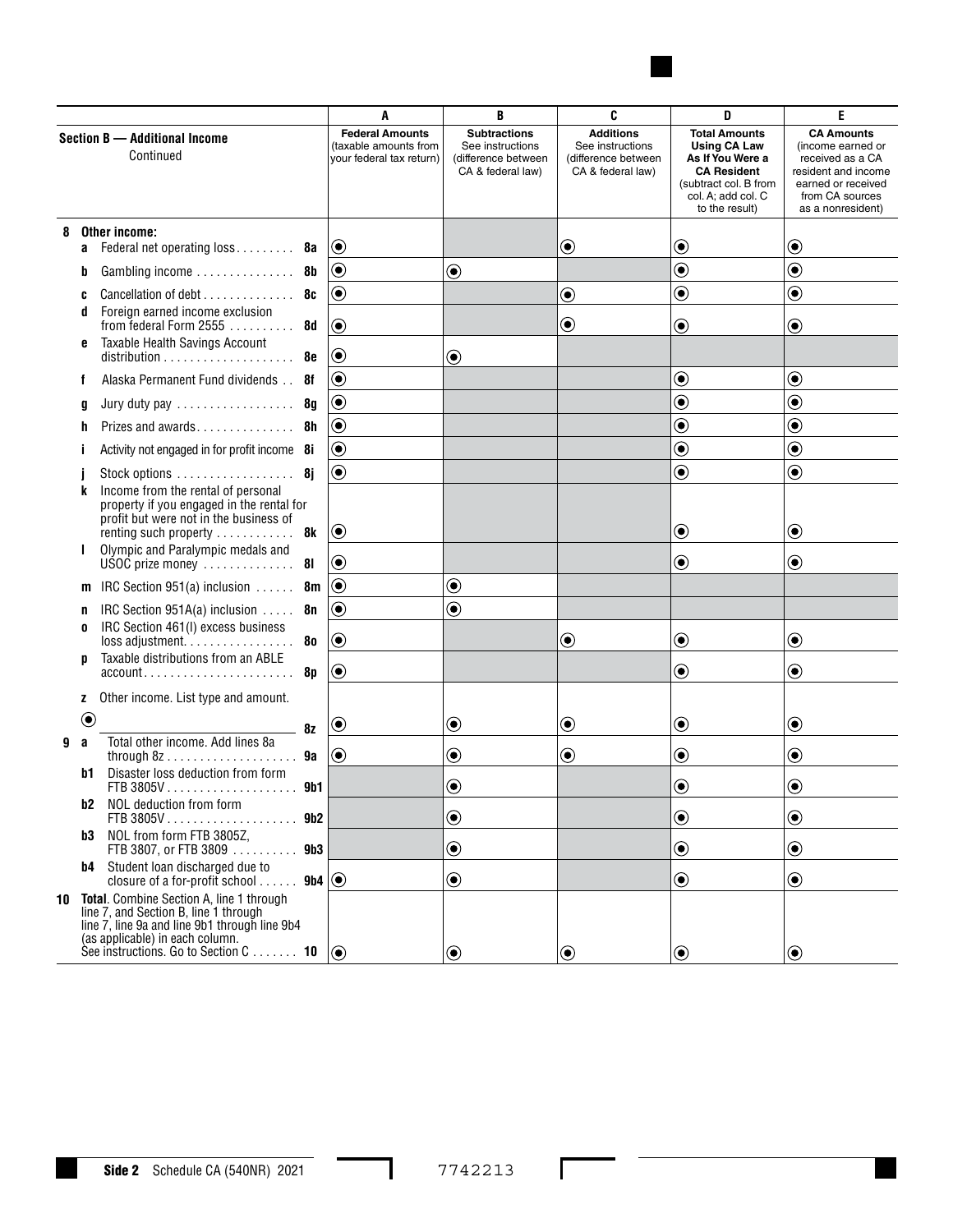| Section B — Additional Income Continued | | A Federal Amounts (taxable amounts from your federal tax return) | B Subtractions See instructions (difference between CA & federal law) | C Additions See instructions (difference between CA & federal law) | D Total Amounts Using CA Law As If You Were a CA Resident (subtract col. B from col. A; add col. C to the result) | E CA Amounts (income earned or received as a CA resident and income earned or received from CA sources as a nonresident) |
|---|---|---|---|---|---|---|
| **8 Other income:** | | | | | | |
| a Federal net operating loss | 8a | ◉ | | ◉ | ◉ | ◉ |
| b Gambling income | 8b | ◉ | ◉ | | ◉ | ◉ |
| c Cancellation of debt | 8c | ◉ | | ◉ | ◉ | ◉ |
| d Foreign earned income exclusion from federal Form 2555 | 8d | ◉ | | ◉ | ◉ | ◉ |
| e Taxable Health Savings Account distribution | 8e | ◉ | ◉ | | | |
| f Alaska Permanent Fund dividends | 8f | ◉ | | | ◉ | ◉ |
| g Jury duty pay | 8g | ◉ | | | ◉ | ◉ |
| h Prizes and awards | 8h | ◉ | | | ◉ | ◉ |
| i Activity not engaged in for profit income | 8i | ◉ | | | ◉ | ◉ |
| j Stock options | 8j | ◉ | | | ◉ | ◉ |
| k Income from the rental of personal property if you engaged in the rental for profit but were not in the business of renting such property | 8k | ◉ | | | ◉ | ◉ |
| l Olympic and Paralympic medals and USOC prize money | 8l | ◉ | | | ◉ | ◉ |
| m IRC Section 951(a) inclusion | 8m | ◉ | ◉ | | | |
| n IRC Section 951A(a) inclusion | 8n | ◉ | ◉ | | | |
| o IRC Section 461(l) excess business loss adjustment | 8o | ◉ | | ◉ | ◉ | ◉ |
| p Taxable distributions from an ABLE account | 8p | ◉ | | | ◉ | ◉ |
| z Other income. List type and amount. ◉ | 8z | ◉ | ◉ | ◉ | ◉ | ◉ |
| **9** a Total other income. Add lines 8a through 8z | 9a | ◉ | ◉ | ◉ | ◉ | ◉ |
| b1 Disaster loss deduction from form FTB 3805V | 9b1 | | ◉ | | ◉ | ◉ |
| b2 NOL deduction from form FTB 3805V | 9b2 | | ◉ | | ◉ | ◉ |
| b3 NOL from form FTB 3805Z, FTB 3807, or FTB 3809 | 9b3 | | ◉ | | ◉ | ◉ |
| b4 Student loan discharged due to closure of a for-profit school | 9b4 | ◉ | ◉ | | ◉ | ◉ |
| **10 Total**. Combine Section A, line 1 through line 7, and Section B, line 1 through line 7, line 9a and line 9b1 through line 9b4 (as applicable) in each column. See instructions. Go to Section C | 10 | ◉ | ◉ | ◉ | ◉ | ◉ |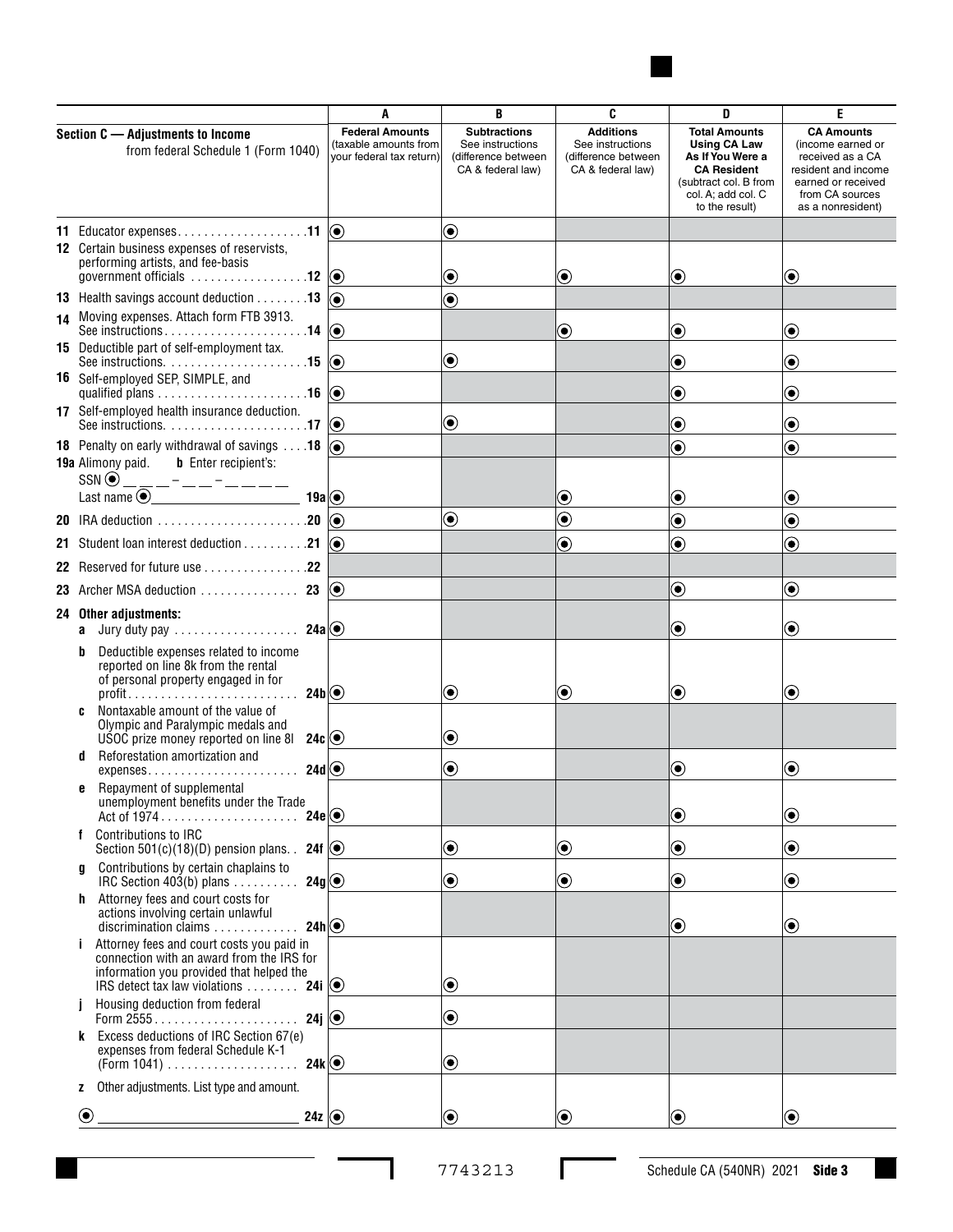| Section C — Adjustments to Income from federal Schedule 1 (Form 1040) | A Federal Amounts (taxable amounts from your federal tax return) | B Subtractions See instructions (difference between CA & federal law) | C Additions See instructions (difference between CA & federal law) | D Total Amounts Using CA Law As If You Were a CA Resident (subtract col. B from col. A; add col. C to the result) | E CA Amounts (income earned or received as a CA resident and income earned or received from CA sources as a nonresident) |
|---|---|---|---|---|---|
| **11** Educator expenses . . . . . . . . . . . . . . . . . . . .11 | | | | | |
| **12** Certain business expenses of reservists, performing artists, and fee-basis government officials . . . . . . . . . . . . . . . . .12 | | | | | |
| **13** Health savings account deduction . . . . . . . .13 | | | | | |
| **14** Moving expenses. Attach form FTB 3913. See instructions . . . . . . . . . . . . . . . . . . . . . .14 | | | | | |
| **15** Deductible part of self-employment tax. See instructions. . . . . . . . . . . . . . . . . . . . . .15 | | | | | |
| **16** Self-employed SEP, SIMPLE, and qualified plans . . . . . . . . . . . . . . . . . . . . . . .16 | | | | | |
| **17** Self-employed health insurance deduction. See instructions. . . . . . . . . . . . . . . . . . . . . .17 | | | | | |
| **18** Penalty on early withdrawal of savings . . . .18 | | | | | |
| **19a** Alimony paid. **b** Enter recipient's: SSN ___ – __ – ____ Last name ______________ 19a | | | | | |
| **20** IRA deduction . . . . . . . . . . . . . . . . . . . . . . .20 | | | | | |
| **21** Student loan interest deduction . . . . . . . . . .21 | | | | | |
| **22** Reserved for future use . . . . . . . . . . . . . . . .22 | | | | | |
| **23** Archer MSA deduction . . . . . . . . . . . . . . . 23 | | | | | |
| **24 Other adjustments:** | | | | | |
| **a** Jury duty pay . . . . . . . . . . . . . . . . . . . 24a | | | | | |
| **b** Deductible expenses related to income reported on line 8k from the rental of personal property engaged in for profit. . . . . . . . . . . . . . . . . . . . . . . . . . 24b | | | | | |
| **c** Nontaxable amount of the value of Olympic and Paralympic medals and USOC prize money reported on line 8l 24c | | | | | |
| **d** Reforestation amortization and expenses. . . . . . . . . . . . . . . . . . . . . . . 24d | | | | | |
| **e** Repayment of supplemental unemployment benefits under the Trade Act of 1974 . . . . . . . . . . . . . . . . . . . . 24e | | | | | |
| **f** Contributions to IRC Section 501(c)(18)(D) pension plans. . 24f | | | | | |
| **g** Contributions by certain chaplains to IRC Section 403(b) plans . . . . . . . . . . 24g | | | | | |
| **h** Attorney fees and court costs for actions involving certain unlawful discrimination claims . . . . . . . . . . . . . 24h | | | | | |
| **i** Attorney fees and court costs you paid in connection with an award from the IRS for information you provided that helped the IRS detect tax law violations . . . . . . . . 24i | | | | | |
| **j** Housing deduction from federal Form 2555. . . . . . . . . . . . . . . . . . . . . . 24j | | | | | |
| **k** Excess deductions of IRC Section 67(e) expenses from federal Schedule K-1 (Form 1041) . . . . . . . . . . . . . . . . . . . . 24k | | | | | |
| **z** Other adjustments. List type and amount. ______________________________ 24z | | | | | |

7743213

Schedule CA (540NR) 2021 **Side 3**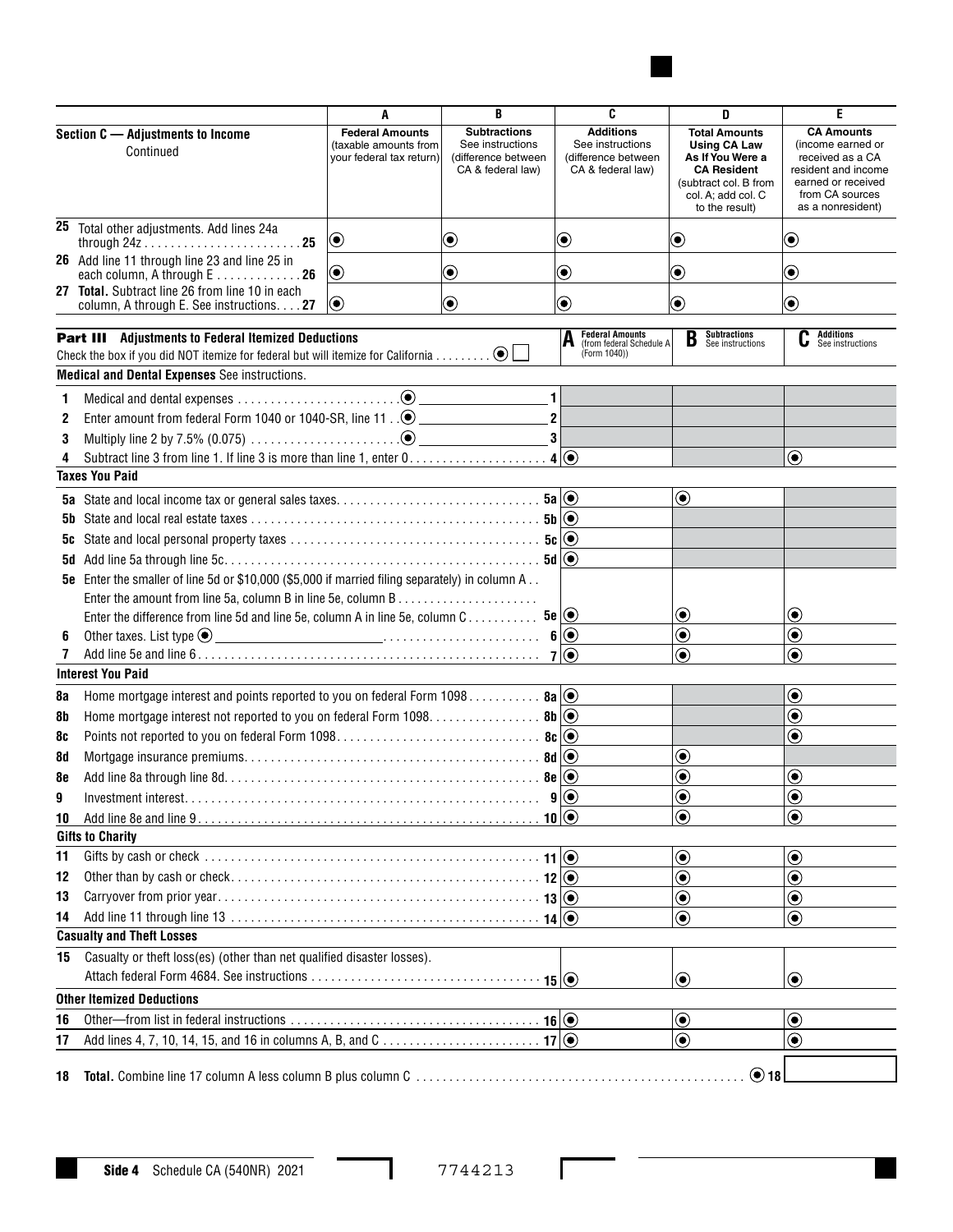| Section C — Adjustments to Income Continued | A Federal Amounts (taxable amounts from your federal tax return) | B Subtractions See instructions (difference between CA & federal law) | C Additions See instructions (difference between CA & federal law) | D Total Amounts Using CA Law As If You Were a CA Resident (subtract col. B from col. A; add col. C to the result) | E CA Amounts (income earned or received as a CA resident and income earned or received from CA sources as a nonresident) |
|---|---|---|---|---|---|
| 25 Total other adjustments. Add lines 24a through 24z . . . . . . . . 25 | | | | | |
| 26 Add line 11 through line 23 and line 25 in each column, A through E . . . . . 26 | | | | | |
| 27 **Total.** Subtract line 26 from line 10 in each column, A through E. See instructions. . . . 27 | | | | | |

## Part III Adjustments to Federal Itemized Deductions

Check the box if you did NOT itemize for federal but will itemize for California . . . . . . . . ☐

| | A Federal Amounts (from federal Schedule A (Form 1040)) | B Subtractions See instructions | C Additions See instructions |
|---|---|---|---|
| **Medical and Dental Expenses** See instructions. | | | |
| 1 Medical and dental expenses . . . . . . . . . . . . ________ 1 | | | |
| 2 Enter amount from federal Form 1040 or 1040-SR, line 11 . . ________ 2 | | | |
| 3 Multiply line 2 by 7.5% (0.075) . . . . . . . . . . ________ 3 | | | |
| 4 Subtract line 3 from line 1. If line 3 is more than line 1, enter 0. . . . . . . 4 | | | |
| **Taxes You Paid** | | | |
| 5a State and local income tax or general sales taxes. . . . . . . . . . 5a | | | |
| 5b State and local real estate taxes . . . . . . . . . . 5b | | | |
| 5c State and local personal property taxes . . . . . . . . . . 5c | | | |
| 5d Add line 5a through line 5c. . . . . . . . . . 5d | | | |
| 5e Enter the smaller of line 5d or $10,000 ($5,000 if married filing separately) in column A . . Enter the amount from line 5a, column B in line 5e, column B . . . . . . . . Enter the difference from line 5d and line 5e, column A in line 5e, column C . . . . . . 5e | | | |
| 6 Other taxes. List type ________ . . . . . . . . 6 | | | |
| 7 Add line 5e and line 6. . . . . . . . . . 7 | | | |
| **Interest You Paid** | | | |
| 8a Home mortgage interest and points reported to you on federal Form 1098 . . . . . . 8a | | | |
| 8b Home mortgage interest not reported to you on federal Form 1098. . . . . . . 8b | | | |
| 8c Points not reported to you on federal Form 1098. . . . . . . . . 8c | | | |
| 8d Mortgage insurance premiums. . . . . . . . . . 8d | | | |
| 8e Add line 8a through line 8d. . . . . . . . . . 8e | | | |
| 9 Investment interest. . . . . . . . . . 9 | | | |
| 10 Add line 8e and line 9. . . . . . . . . . 10 | | | |
| **Gifts to Charity** | | | |
| 11 Gifts by cash or check . . . . . . . . . . 11 | | | |
| 12 Other than by cash or check. . . . . . . . . . 12 | | | |
| 13 Carryover from prior year. . . . . . . . . . 13 | | | |
| 14 Add line 11 through line 13 . . . . . . . . . . 14 | | | |
| **Casualty and Theft Losses** | | | |
| 15 Casualty or theft loss(es) (other than net qualified disaster losses). Attach federal Form 4684. See instructions . . . . . . . . 15 | | | |
| **Other Itemized Deductions** | | | |
| 16 Other—from list in federal instructions . . . . . . . . . . 16 | | | |
| 17 Add lines 4, 7, 10, 14, 15, and 16 in columns A, B, and C . . . . . . . . 17 | | | |

18 **Total.** Combine line 17 column A less column B plus column C . . . . . . . . . . . . . . . . 18 ________

Side 4 Schedule CA (540NR) 2021

7744213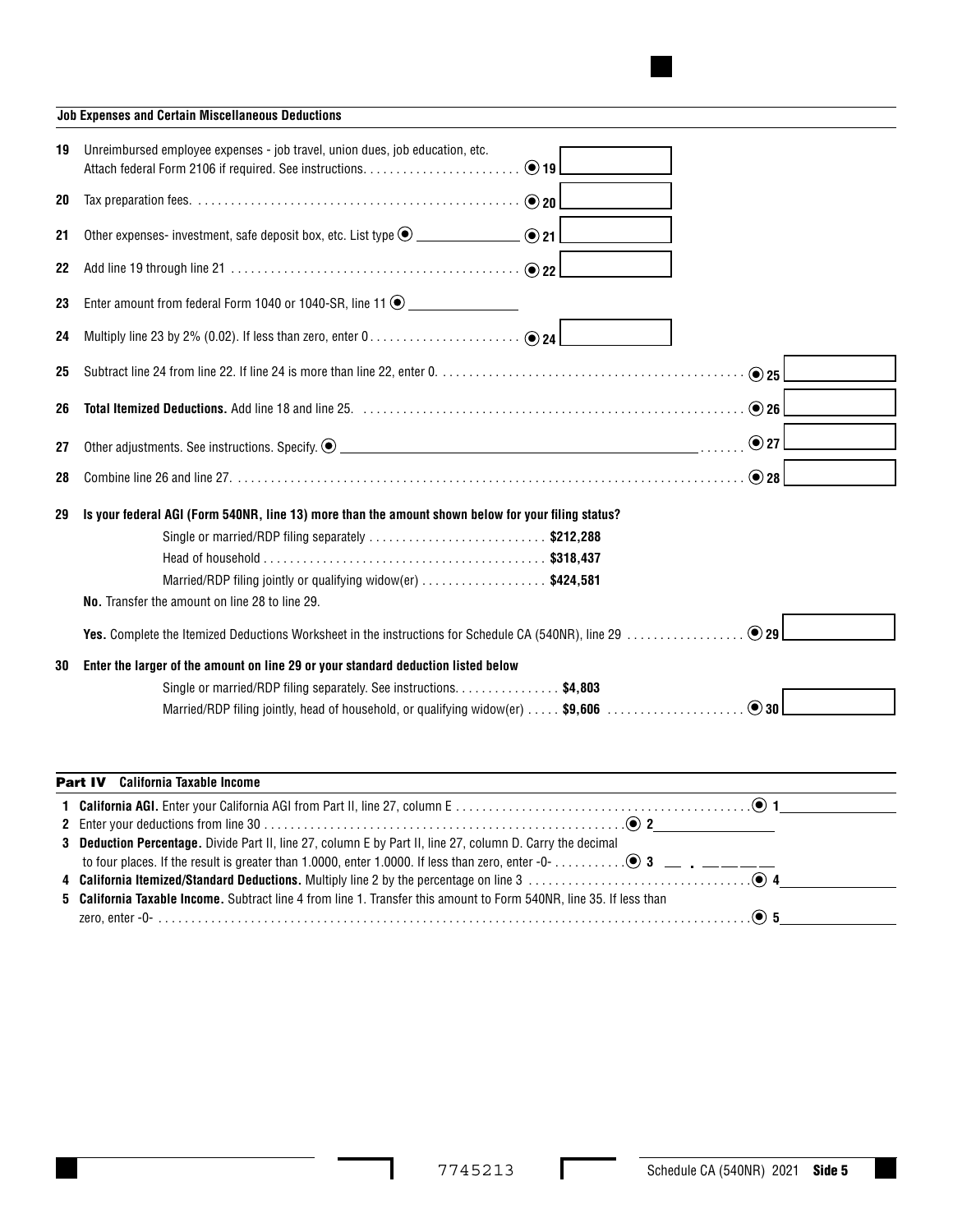### Job Expenses and Certain Miscellaneous Deductions

**19** Unreimbursed employee expenses - job travel, union dues, job education, etc. Attach federal Form 2106 if required. See instructions. . . . . . . . . . . . . . . . . . . . . . . . **19**

**20** Tax preparation fees. . . . . . . . . . . . . . . . . . . . . . . . . . . . . . . . . . . . . . . . . . . . . . . . . **20**

**21** Other expenses- investment, safe deposit box, etc. List type ______________ **21**

**22** Add line 19 through line 21 . . . . . . . . . . . . . . . . . . . . . . . . . . . . . . . . . . . . . . . . . . . . **22**

**23** Enter amount from federal Form 1040 or 1040-SR, line 11 ______________

**24** Multiply line 23 by 2% (0.02). If less than zero, enter 0 . . . . . . . . . . . . . . . . . . . . . . . **24**

**25** Subtract line 24 from line 22. If line 24 is more than line 22, enter 0. . . . . . . . . . . . . . . . . . . . . . . . . . . . . . . . . . . . . . . . . . . . . . **25**

**26** **Total Itemized Deductions.** Add line 18 and line 25. . . . . . . . . . . . . . . . . . . . . . . . . . . . . . . . . . . . . . . . . . . . . . . . . . . . . . . . . . . **26**

**27** Other adjustments. See instructions. Specify. ______________________________________________ . . . . . . **27**

**28** Combine line 26 and line 27. . . . . . . . . . . . . . . . . . . . . . . . . . . . . . . . . . . . . . . . . . . . . . . . . . . . . . . . . . . . . . . . . . . . . . . . . . . . . **28**

**29** **Is your federal AGI (Form 540NR, line 13) more than the amount shown below for your filing status?**

Single or married/RDP filing separately . . . . . . . . . . . . . . . . . . . . . . . . . . . **$212,288**
Head of household . . . . . . . . . . . . . . . . . . . . . . . . . . . . . . . . . . . . . . . . . . **$318,437**
Married/RDP filing jointly or qualifying widow(er) . . . . . . . . . . . . . . . . . . . **$424,581**

**No.** Transfer the amount on line 28 to line 29.

**Yes.** Complete the Itemized Deductions Worksheet in the instructions for Schedule CA (540NR), line 29 . . . . . . . . . . . . . . . . . **29**

**30** **Enter the larger of the amount on line 29 or your standard deduction listed below**

Single or married/RDP filing separately. See instructions. . . . . . . . . . . . . . . . . **$4,803**
Married/RDP filing jointly, head of household, or qualifying widow(er) . . . . . **$9,606** . . . . . . . . . . . . . . . . . . . . . **30**

## Part IV California Taxable Income

**1** **California AGI.** Enter your California AGI from Part II, line 27, column E . . . . . . . . . . . . . . . . . . . . . . . . . . . . . . . . . . . . . . . . . . . . . **1** ______________

**2** Enter your deductions from line 30 . . . . . . . . . . . . . . . . . . . . . . . . . . . . . . . . . . . . . . . . . . . . . . . . . . . . . . **2** ______________

**3** **Deduction Percentage.** Divide Part II, line 27, column E by Part II, line 27, column D. Carry the decimal to four places. If the result is greater than 1.0000, enter 1.0000. If less than zero, enter -0- . . . . . . . . . . . **3** __ . ____

**4** **California Itemized/Standard Deductions.** Multiply line 2 by the percentage on line 3 . . . . . . . . . . . . . . . . . . . . . . . . . . . . . . . . . **4** ______________

**5** **California Taxable Income.** Subtract line 4 from line 1. Transfer this amount to Form 540NR, line 35. If less than zero, enter -0- . . . . . . . . . . . . . . . . . . . . . . . . . . . . . . . . . . . . . . . . . . . . . . . . . . . . . . . . . . . . . . . . . . . . . . . . . . . . . . . . . . . . . . . . . . **5** ______________

7745213